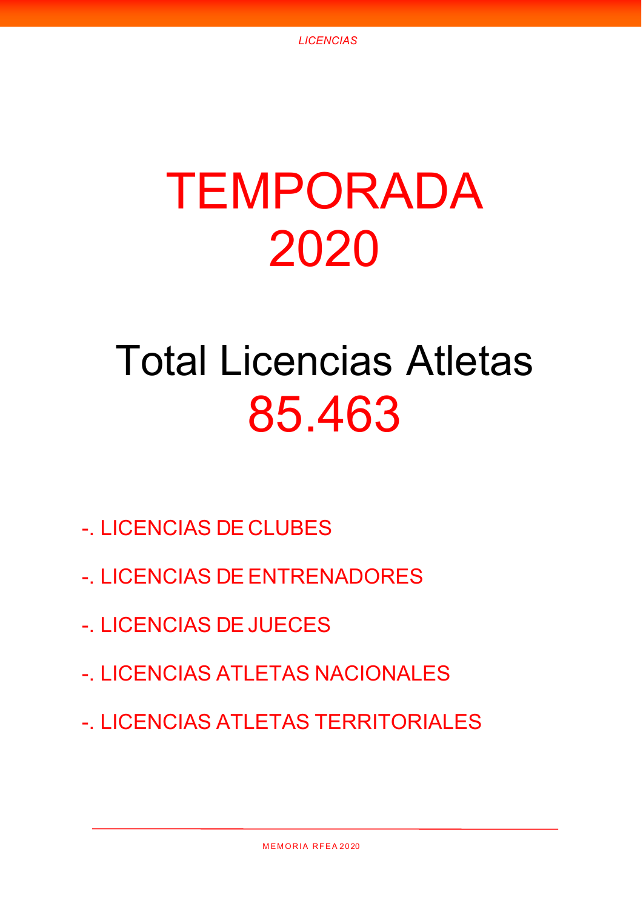# TEMPORADA 2020

## Total Licencias Atletas 85.463

-. LICENCIAS DE CLUBES

-. LICENCIAS DE ENTRENADORES

-. LICENCIAS DE JUECES

-. LICENCIAS ATLETAS NACIONALES

-. LICENCIAS ATLETAS TERRITORIALES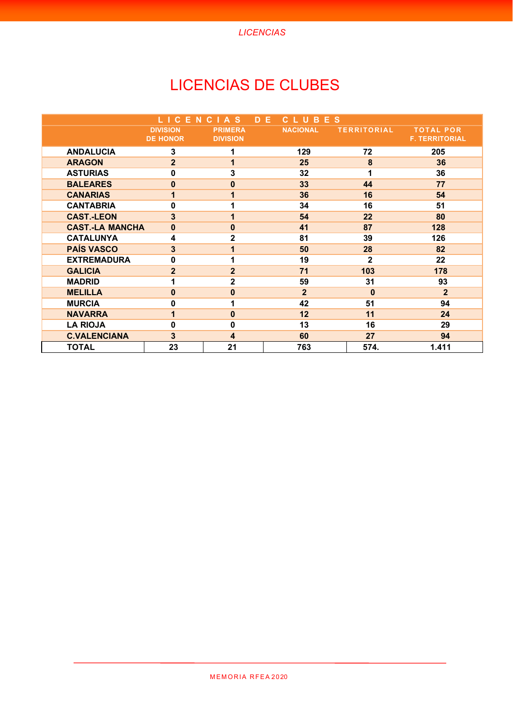# LICENCIAS DE CLUBES

| LICENCIAS DE CLUBES | | | | | |
|---|---|---|---|---|---|
| | DIVISION DE HONOR | PRIMERA DIVISION | NACIONAL | TERRITORIAL | TOTAL POR F. TERRITORIAL |
| ANDALUCIA | 3 | 1 | 129 | 72 | 205 |
| ARAGON | 2 | 1 | 25 | 8 | 36 |
| ASTURIAS | 0 | 3 | 32 | 1 | 36 |
| BALEARES | 0 | 0 | 33 | 44 | 77 |
| CANARIAS | 1 | 1 | 36 | 16 | 54 |
| CANTABRIA | 0 | 1 | 34 | 16 | 51 |
| CAST.-LEON | 3 | 1 | 54 | 22 | 80 |
| CAST.-LA MANCHA | 0 | 0 | 41 | 87 | 128 |
| CATALUNYA | 4 | 2 | 81 | 39 | 126 |
| PAÍS VASCO | 3 | 1 | 50 | 28 | 82 |
| EXTREMADURA | 0 | 1 | 19 | 2 | 22 |
| GALICIA | 2 | 2 | 71 | 103 | 178 |
| MADRID | 1 | 2 | 59 | 31 | 93 |
| MELILLA | 0 | 0 | 2 | 0 | 2 |
| MURCIA | 0 | 1 | 42 | 51 | 94 |
| NAVARRA | 1 | 0 | 12 | 11 | 24 |
| LA RIOJA | 0 | 0 | 13 | 16 | 29 |
| C.VALENCIANA | 3 | 4 | 60 | 27 | 94 |
| TOTAL | 23 | 21 | 763 | 574. | 1.411 |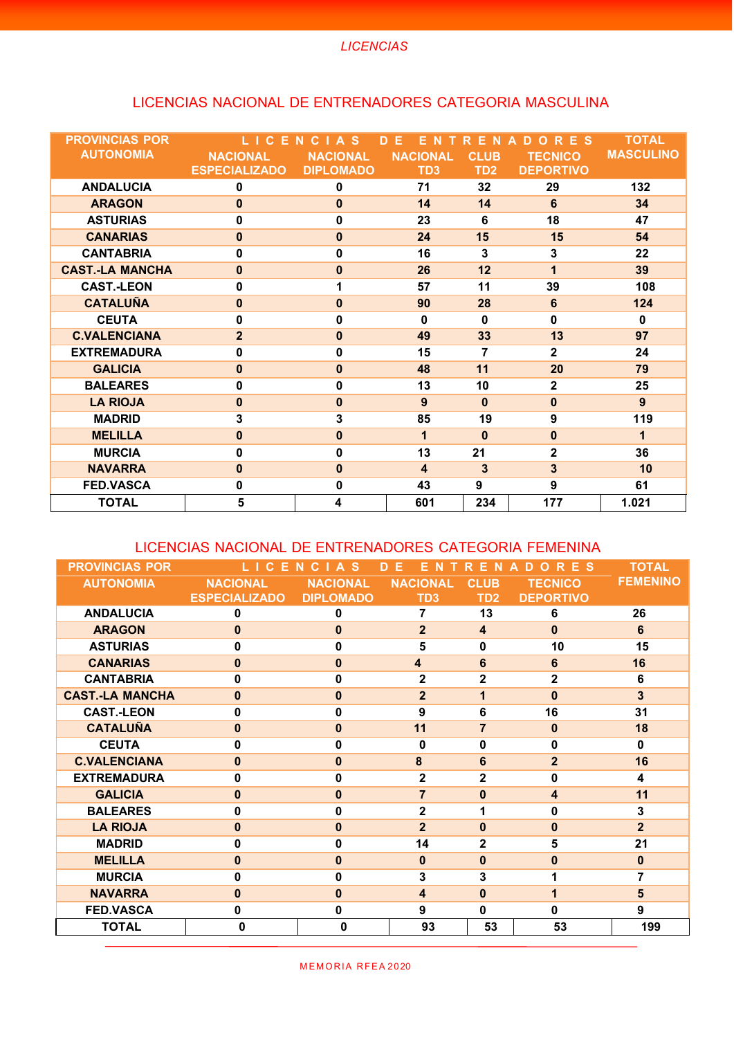## LICENCIAS

### LICENCIAS NACIONAL DE ENTRENADORES CATEGORIA MASCULINA

| PROVINCIAS POR AUTONOMIA | LICENCIAS DE ENTRENADORES | | | | | TOTAL MASCULINO |
|---|---|---|---|---|---|---|
| | NACIONAL ESPECIALIZADO | NACIONAL DIPLOMADO | NACIONAL TD3 | CLUB TD2 | TECNICO DEPORTIVO | |
| ANDALUCIA | 0 | 0 | 71 | 32 | 29 | 132 |
| ARAGON | 0 | 0 | 14 | 14 | 6 | 34 |
| ASTURIAS | 0 | 0 | 23 | 6 | 18 | 47 |
| CANARIAS | 0 | 0 | 24 | 15 | 15 | 54 |
| CANTABRIA | 0 | 0 | 16 | 3 | 3 | 22 |
| CAST.-LA MANCHA | 0 | 0 | 26 | 12 | 1 | 39 |
| CAST.-LEON | 0 | 1 | 57 | 11 | 39 | 108 |
| CATALUÑA | 0 | 0 | 90 | 28 | 6 | 124 |
| CEUTA | 0 | 0 | 0 | 0 | 0 | 0 |
| C.VALENCIANA | 2 | 0 | 49 | 33 | 13 | 97 |
| EXTREMADURA | 0 | 0 | 15 | 7 | 2 | 24 |
| GALICIA | 0 | 0 | 48 | 11 | 20 | 79 |
| BALEARES | 0 | 0 | 13 | 10 | 2 | 25 |
| LA RIOJA | 0 | 0 | 9 | 0 | 0 | 9 |
| MADRID | 3 | 3 | 85 | 19 | 9 | 119 |
| MELILLA | 0 | 0 | 1 | 0 | 0 | 1 |
| MURCIA | 0 | 0 | 13 | 21 | 2 | 36 |
| NAVARRA | 0 | 0 | 4 | 3 | 3 | 10 |
| FED.VASCA | 0 | 0 | 43 | 9 | 9 | 61 |
| TOTAL | 5 | 4 | 601 | 234 | 177 | 1.021 |

### LICENCIAS NACIONAL DE ENTRENADORES CATEGORIA FEMENINA

| PROVINCIAS POR AUTONOMIA | LICENCIAS DE ENTRENADORES | | | | | TOTAL FEMENINO |
|---|---|---|---|---|---|---|
| | NACIONAL ESPECIALIZADO | NACIONAL DIPLOMADO | NACIONAL TD3 | CLUB TD2 | TECNICO DEPORTIVO | |
| ANDALUCIA | 0 | 0 | 7 | 13 | 6 | 26 |
| ARAGON | 0 | 0 | 2 | 4 | 0 | 6 |
| ASTURIAS | 0 | 0 | 5 | 0 | 10 | 15 |
| CANARIAS | 0 | 0 | 4 | 6 | 6 | 16 |
| CANTABRIA | 0 | 0 | 2 | 2 | 2 | 6 |
| CAST.-LA MANCHA | 0 | 0 | 2 | 1 | 0 | 3 |
| CAST.-LEON | 0 | 0 | 9 | 6 | 16 | 31 |
| CATALUÑA | 0 | 0 | 11 | 7 | 0 | 18 |
| CEUTA | 0 | 0 | 0 | 0 | 0 | 0 |
| C.VALENCIANA | 0 | 0 | 8 | 6 | 2 | 16 |
| EXTREMADURA | 0 | 0 | 2 | 2 | 0 | 4 |
| GALICIA | 0 | 0 | 7 | 0 | 4 | 11 |
| BALEARES | 0 | 0 | 2 | 1 | 0 | 3 |
| LA RIOJA | 0 | 0 | 2 | 0 | 0 | 2 |
| MADRID | 0 | 0 | 14 | 2 | 5 | 21 |
| MELILLA | 0 | 0 | 0 | 0 | 0 | 0 |
| MURCIA | 0 | 0 | 3 | 3 | 1 | 7 |
| NAVARRA | 0 | 0 | 4 | 0 | 1 | 5 |
| FED.VASCA | 0 | 0 | 9 | 0 | 0 | 9 |
| TOTAL | 0 | 0 | 93 | 53 | 53 | 199 |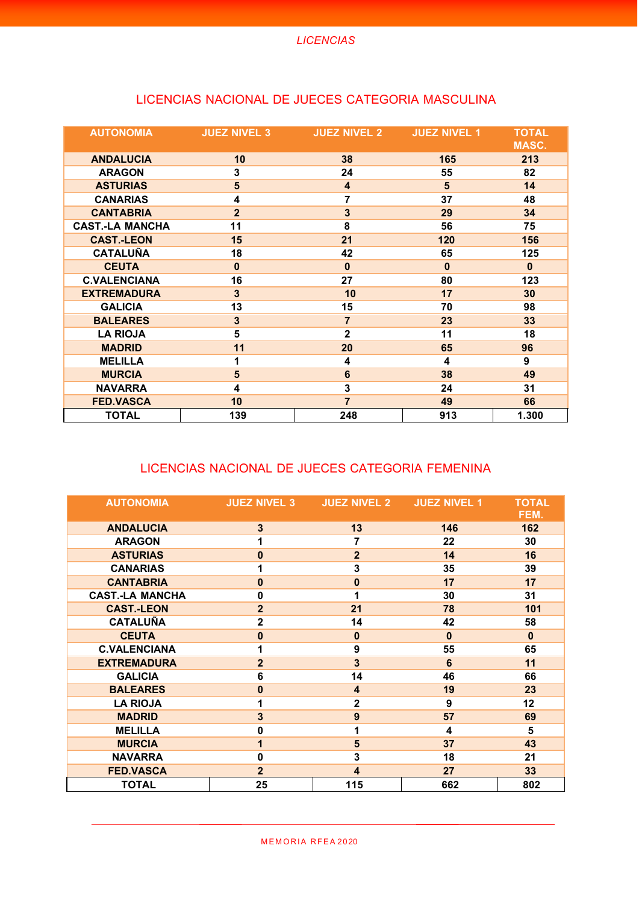*LICENCIAS*

## LICENCIAS NACIONAL DE JUECES CATEGORIA MASCULINA

| AUTONOMIA | JUEZ NIVEL 3 | JUEZ NIVEL 2 | JUEZ NIVEL 1 | TOTAL MASC. |
|---|---|---|---|---|
| ANDALUCIA | 10 | 38 | 165 | 213 |
| ARAGON | 3 | 24 | 55 | 82 |
| ASTURIAS | 5 | 4 | 5 | 14 |
| CANARIAS | 4 | 7 | 37 | 48 |
| CANTABRIA | 2 | 3 | 29 | 34 |
| CAST.-LA MANCHA | 11 | 8 | 56 | 75 |
| CAST.-LEON | 15 | 21 | 120 | 156 |
| CATALUÑA | 18 | 42 | 65 | 125 |
| CEUTA | 0 | 0 | 0 | 0 |
| C.VALENCIANA | 16 | 27 | 80 | 123 |
| EXTREMADURA | 3 | 10 | 17 | 30 |
| GALICIA | 13 | 15 | 70 | 98 |
| BALEARES | 3 | 7 | 23 | 33 |
| LA RIOJA | 5 | 2 | 11 | 18 |
| MADRID | 11 | 20 | 65 | 96 |
| MELILLA | 1 | 4 | 4 | 9 |
| MURCIA | 5 | 6 | 38 | 49 |
| NAVARRA | 4 | 3 | 24 | 31 |
| FED.VASCA | 10 | 7 | 49 | 66 |
| TOTAL | 139 | 248 | 913 | 1.300 |

## LICENCIAS NACIONAL DE JUECES CATEGORIA FEMENINA

| AUTONOMIA | JUEZ NIVEL 3 | JUEZ NIVEL 2 | JUEZ NIVEL 1 | TOTAL FEM. |
|---|---|---|---|---|
| ANDALUCIA | 3 | 13 | 146 | 162 |
| ARAGON | 1 | 7 | 22 | 30 |
| ASTURIAS | 0 | 2 | 14 | 16 |
| CANARIAS | 1 | 3 | 35 | 39 |
| CANTABRIA | 0 | 0 | 17 | 17 |
| CAST.-LA MANCHA | 0 | 1 | 30 | 31 |
| CAST.-LEON | 2 | 21 | 78 | 101 |
| CATALUÑA | 2 | 14 | 42 | 58 |
| CEUTA | 0 | 0 | 0 | 0 |
| C.VALENCIANA | 1 | 9 | 55 | 65 |
| EXTREMADURA | 2 | 3 | 6 | 11 |
| GALICIA | 6 | 14 | 46 | 66 |
| BALEARES | 0 | 4 | 19 | 23 |
| LA RIOJA | 1 | 2 | 9 | 12 |
| MADRID | 3 | 9 | 57 | 69 |
| MELILLA | 0 | 1 | 4 | 5 |
| MURCIA | 1 | 5 | 37 | 43 |
| NAVARRA | 0 | 3 | 18 | 21 |
| FED.VASCA | 2 | 4 | 27 | 33 |
| TOTAL | 25 | 115 | 662 | 802 |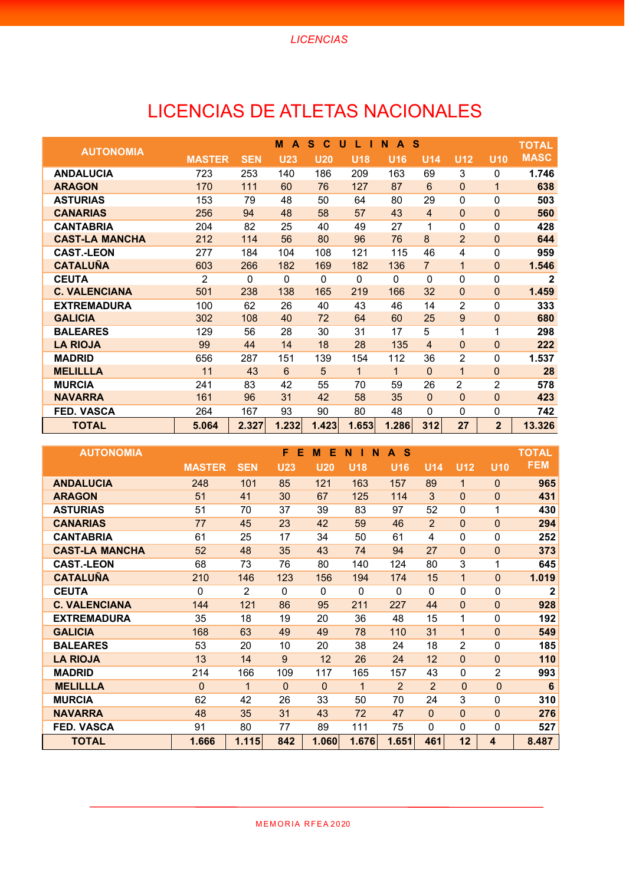# LICENCIAS DE ATLETAS NACIONALES

| AUTONOMIA | MASCULINAS | | | | | | | | | TOTAL MASC |
|---|---|---|---|---|---|---|---|---|---|---|
| | MASTER | SEN | U23 | U20 | U18 | U16 | U14 | U12 | U10 | |
| **ANDALUCIA** | 723 | 253 | 140 | 186 | 209 | 163 | 69 | 3 | 0 | **1.746** |
| **ARAGON** | 170 | 111 | 60 | 76 | 127 | 87 | 6 | 0 | 1 | **638** |
| **ASTURIAS** | 153 | 79 | 48 | 50 | 64 | 80 | 29 | 0 | 0 | **503** |
| **CANARIAS** | 256 | 94 | 48 | 58 | 57 | 43 | 4 | 0 | 0 | **560** |
| **CANTABRIA** | 204 | 82 | 25 | 40 | 49 | 27 | 1 | 0 | 0 | **428** |
| **CAST-LA MANCHA** | 212 | 114 | 56 | 80 | 96 | 76 | 8 | 2 | 0 | **644** |
| **CAST.-LEON** | 277 | 184 | 104 | 108 | 121 | 115 | 46 | 4 | 0 | **959** |
| **CATALUÑA** | 603 | 266 | 182 | 169 | 182 | 136 | 7 | 1 | 0 | **1.546** |
| **CEUTA** | 2 | 0 | 0 | 0 | 0 | 0 | 0 | 0 | 0 | **2** |
| **C. VALENCIANA** | 501 | 238 | 138 | 165 | 219 | 166 | 32 | 0 | 0 | **1.459** |
| **EXTREMADURA** | 100 | 62 | 26 | 40 | 43 | 46 | 14 | 2 | 0 | **333** |
| **GALICIA** | 302 | 108 | 40 | 72 | 64 | 60 | 25 | 9 | 0 | **680** |
| **BALEARES** | 129 | 56 | 28 | 30 | 31 | 17 | 5 | 1 | 1 | **298** |
| **LA RIOJA** | 99 | 44 | 14 | 18 | 28 | 135 | 4 | 0 | 0 | **222** |
| **MADRID** | 656 | 287 | 151 | 139 | 154 | 112 | 36 | 2 | 0 | **1.537** |
| **MELILLLA** | 11 | 43 | 6 | 5 | 1 | 1 | 0 | 1 | 0 | **28** |
| **MURCIA** | 241 | 83 | 42 | 55 | 70 | 59 | 26 | 2 | 2 | **578** |
| **NAVARRA** | 161 | 96 | 31 | 42 | 58 | 35 | 0 | 0 | 0 | **423** |
| **FED. VASCA** | 264 | 167 | 93 | 90 | 80 | 48 | 0 | 0 | 0 | **742** |
| **TOTAL** | **5.064** | **2.327** | **1.232** | **1.423** | **1.653** | **1.286** | **312** | **27** | **2** | **13.326** |

| AUTONOMIA | FEMENINAS | | | | | | | | | TOTAL FEM |
|---|---|---|---|---|---|---|---|---|---|---|
| | MASTER | SEN | U23 | U20 | U18 | U16 | U14 | U12 | U10 | |
| **ANDALUCIA** | 248 | 101 | 85 | 121 | 163 | 157 | 89 | 1 | 0 | **965** |
| **ARAGON** | 51 | 41 | 30 | 67 | 125 | 114 | 3 | 0 | 0 | **431** |
| **ASTURIAS** | 51 | 70 | 37 | 39 | 83 | 97 | 52 | 0 | 1 | **430** |
| **CANARIAS** | 77 | 45 | 23 | 42 | 59 | 46 | 2 | 0 | 0 | **294** |
| **CANTABRIA** | 61 | 25 | 17 | 34 | 50 | 61 | 4 | 0 | 0 | **252** |
| **CAST-LA MANCHA** | 52 | 48 | 35 | 43 | 74 | 94 | 27 | 0 | 0 | **373** |
| **CAST.-LEON** | 68 | 73 | 76 | 80 | 140 | 124 | 80 | 3 | 1 | **645** |
| **CATALUÑA** | 210 | 146 | 123 | 156 | 194 | 174 | 15 | 1 | 0 | **1.019** |
| **CEUTA** | 0 | 2 | 0 | 0 | 0 | 0 | 0 | 0 | 0 | **2** |
| **C. VALENCIANA** | 144 | 121 | 86 | 95 | 211 | 227 | 44 | 0 | 0 | **928** |
| **EXTREMADURA** | 35 | 18 | 19 | 20 | 36 | 48 | 15 | 1 | 0 | **192** |
| **GALICIA** | 168 | 63 | 49 | 49 | 78 | 110 | 31 | 1 | 0 | **549** |
| **BALEARES** | 53 | 20 | 10 | 20 | 38 | 24 | 18 | 2 | 0 | **185** |
| **LA RIOJA** | 13 | 14 | 9 | 12 | 26 | 24 | 12 | 0 | 0 | **110** |
| **MADRID** | 214 | 166 | 109 | 117 | 165 | 157 | 43 | 0 | 2 | **993** |
| **MELILLLA** | 0 | 1 | 0 | 0 | 1 | 2 | 2 | 0 | 0 | **6** |
| **MURCIA** | 62 | 42 | 26 | 33 | 50 | 70 | 24 | 3 | 0 | **310** |
| **NAVARRA** | 48 | 35 | 31 | 43 | 72 | 47 | 0 | 0 | 0 | **276** |
| **FED. VASCA** | 91 | 80 | 77 | 89 | 111 | 75 | 0 | 0 | 0 | **527** |
| **TOTAL** | **1.666** | **1.115** | **842** | **1.060** | **1.676** | **1.651** | **461** | **12** | **4** | **8.487** |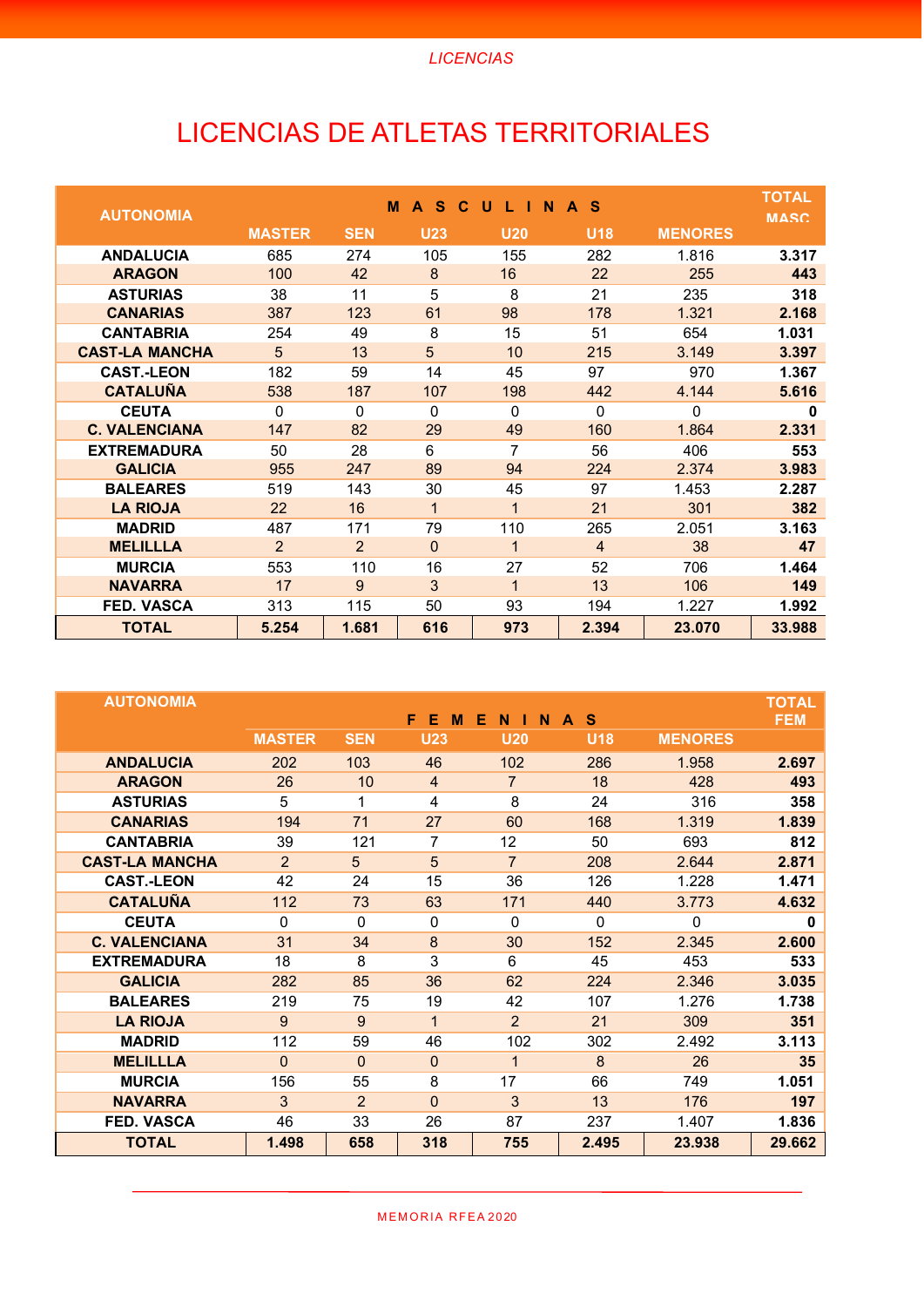# LICENCIAS DE ATLETAS TERRITORIALES

| AUTONOMIA | MASCULINAS | | | | | | TOTAL MASC. |
|---|---|---|---|---|---|---|---|
| | MASTER | SEN | U23 | U20 | U18 | MENORES | |
| **ANDALUCIA** | 685 | 274 | 105 | 155 | 282 | 1.816 | **3.317** |
| **ARAGON** | 100 | 42 | 8 | 16 | 22 | 255 | **443** |
| **ASTURIAS** | 38 | 11 | 5 | 8 | 21 | 235 | **318** |
| **CANARIAS** | 387 | 123 | 61 | 98 | 178 | 1.321 | **2.168** |
| **CANTABRIA** | 254 | 49 | 8 | 15 | 51 | 654 | **1.031** |
| **CAST-LA MANCHA** | 5 | 13 | 5 | 10 | 215 | 3.149 | **3.397** |
| **CAST.-LEON** | 182 | 59 | 14 | 45 | 97 | 970 | **1.367** |
| **CATALUÑA** | 538 | 187 | 107 | 198 | 442 | 4.144 | **5.616** |
| **CEUTA** | 0 | 0 | 0 | 0 | 0 | 0 | **0** |
| **C. VALENCIANA** | 147 | 82 | 29 | 49 | 160 | 1.864 | **2.331** |
| **EXTREMADURA** | 50 | 28 | 6 | 7 | 56 | 406 | **553** |
| **GALICIA** | 955 | 247 | 89 | 94 | 224 | 2.374 | **3.983** |
| **BALEARES** | 519 | 143 | 30 | 45 | 97 | 1.453 | **2.287** |
| **LA RIOJA** | 22 | 16 | 1 | 1 | 21 | 301 | **382** |
| **MADRID** | 487 | 171 | 79 | 110 | 265 | 2.051 | **3.163** |
| **MELILLLA** | 2 | 2 | 0 | 1 | 4 | 38 | **47** |
| **MURCIA** | 553 | 110 | 16 | 27 | 52 | 706 | **1.464** |
| **NAVARRA** | 17 | 9 | 3 | 1 | 13 | 106 | **149** |
| **FED. VASCA** | 313 | 115 | 50 | 93 | 194 | 1.227 | **1.992** |
| **TOTAL** | **5.254** | **1.681** | **616** | **973** | **2.394** | **23.070** | **33.988** |

| AUTONOMIA | FEMENINAS | | | | | | TOTAL FEM |
|---|---|---|---|---|---|---|---|
| | MASTER | SEN | U23 | U20 | U18 | MENORES | |
| **ANDALUCIA** | 202 | 103 | 46 | 102 | 286 | 1.958 | **2.697** |
| **ARAGON** | 26 | 10 | 4 | 7 | 18 | 428 | **493** |
| **ASTURIAS** | 5 | 1 | 4 | 8 | 24 | 316 | **358** |
| **CANARIAS** | 194 | 71 | 27 | 60 | 168 | 1.319 | **1.839** |
| **CANTABRIA** | 39 | 121 | 7 | 12 | 50 | 693 | **812** |
| **CAST-LA MANCHA** | 2 | 5 | 5 | 7 | 208 | 2.644 | **2.871** |
| **CAST.-LEON** | 42 | 24 | 15 | 36 | 126 | 1.228 | **1.471** |
| **CATALUÑA** | 112 | 73 | 63 | 171 | 440 | 3.773 | **4.632** |
| **CEUTA** | 0 | 0 | 0 | 0 | 0 | 0 | **0** |
| **C. VALENCIANA** | 31 | 34 | 8 | 30 | 152 | 2.345 | **2.600** |
| **EXTREMADURA** | 18 | 8 | 3 | 6 | 45 | 453 | **533** |
| **GALICIA** | 282 | 85 | 36 | 62 | 224 | 2.346 | **3.035** |
| **BALEARES** | 219 | 75 | 19 | 42 | 107 | 1.276 | **1.738** |
| **LA RIOJA** | 9 | 9 | 1 | 2 | 21 | 309 | **351** |
| **MADRID** | 112 | 59 | 46 | 102 | 302 | 2.492 | **3.113** |
| **MELILLLA** | 0 | 0 | 0 | 1 | 8 | 26 | **35** |
| **MURCIA** | 156 | 55 | 8 | 17 | 66 | 749 | **1.051** |
| **NAVARRA** | 3 | 2 | 0 | 3 | 13 | 176 | **197** |
| **FED. VASCA** | 46 | 33 | 26 | 87 | 237 | 1.407 | **1.836** |
| **TOTAL** | **1.498** | **658** | **318** | **755** | **2.495** | **23.938** | **29.662** |